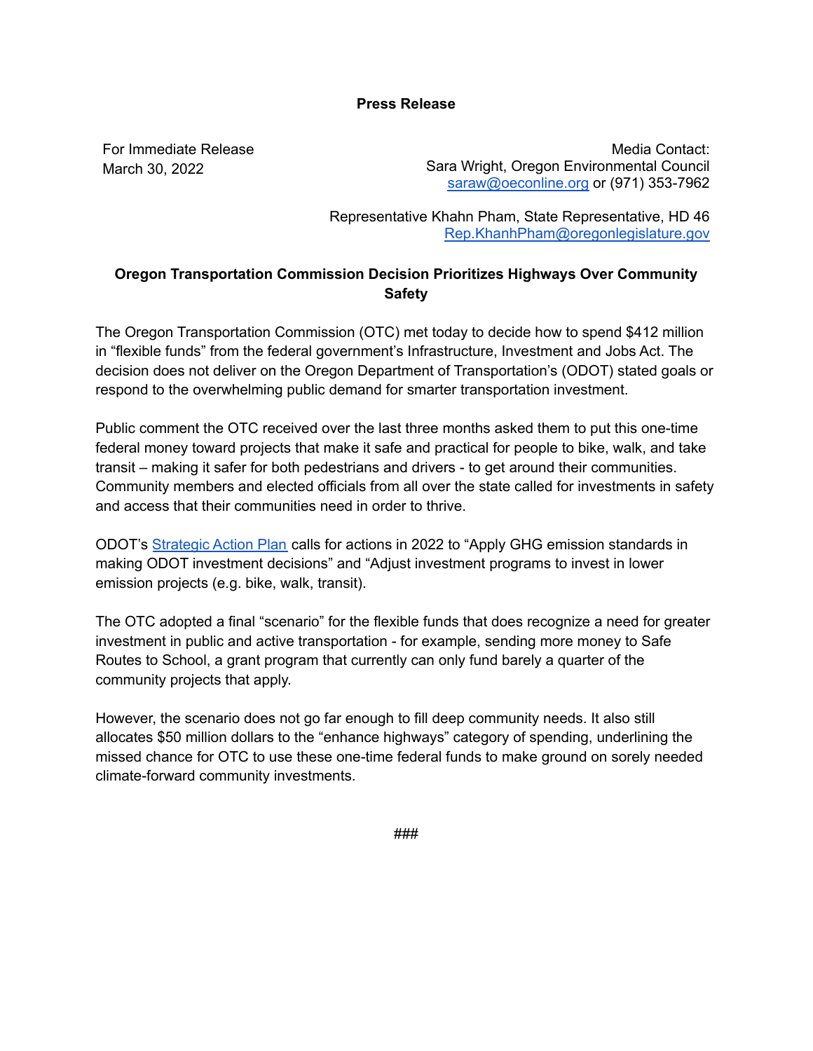**Press Release**

For Immediate Release
March 30, 2022

Media Contact:
Sara Wright, Oregon Environmental Council
saraw@oeconline.org or (971) 353-7962

Representative Khahn Pham, State Representative, HD 46
Rep.KhanhPham@oregonlegislature.gov

**Oregon Transportation Commission Decision Prioritizes Highways Over Community Safety**

The Oregon Transportation Commission (OTC) met today to decide how to spend $412 million in "flexible funds" from the federal government's Infrastructure, Investment and Jobs Act. The decision does not deliver on the Oregon Department of Transportation's (ODOT) stated goals or respond to the overwhelming public demand for smarter transportation investment.

Public comment the OTC received over the last three months asked them to put this one-time federal money toward projects that make it safe and practical for people to bike, walk, and take transit – making it safer for both pedestrians and drivers - to get around their communities. Community members and elected officials from all over the state called for investments in safety and access that their communities need in order to thrive.

ODOT's [Strategic Action Plan](#) calls for actions in 2022 to "Apply GHG emission standards in making ODOT investment decisions" and "Adjust investment programs to invest in lower emission projects (e.g. bike, walk, transit).

The OTC adopted a final "scenario" for the flexible funds that does recognize a need for greater investment in public and active transportation - for example, sending more money to Safe Routes to School, a grant program that currently can only fund barely a quarter of the community projects that apply.

However, the scenario does not go far enough to fill deep community needs. It also still allocates $50 million dollars to the "enhance highways" category of spending, underlining the missed chance for OTC to use these one-time federal funds to make ground on sorely needed climate-forward community investments.

###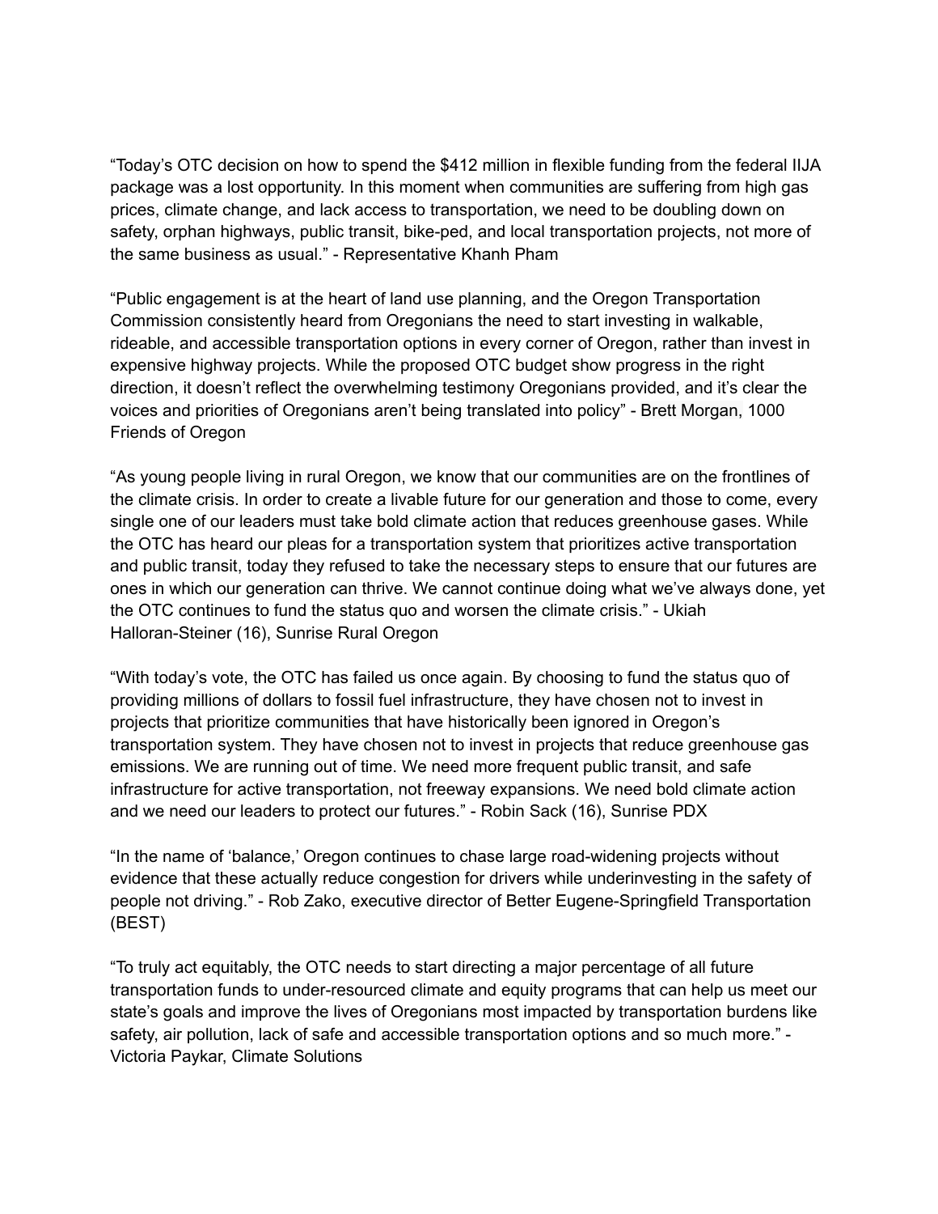"Today's OTC decision on how to spend the $412 million in flexible funding from the federal IIJA package was a lost opportunity. In this moment when communities are suffering from high gas prices, climate change, and lack access to transportation, we need to be doubling down on safety, orphan highways, public transit, bike-ped, and local transportation projects, not more of the same business as usual." - Representative Khanh Pham

"Public engagement is at the heart of land use planning, and the Oregon Transportation Commission consistently heard from Oregonians the need to start investing in walkable, rideable, and accessible transportation options in every corner of Oregon, rather than invest in expensive highway projects. While the proposed OTC budget show progress in the right direction, it doesn't reflect the overwhelming testimony Oregonians provided, and it's clear the voices and priorities of Oregonians aren't being translated into policy" - Brett Morgan, 1000 Friends of Oregon

"As young people living in rural Oregon, we know that our communities are on the frontlines of the climate crisis. In order to create a livable future for our generation and those to come, every single one of our leaders must take bold climate action that reduces greenhouse gases. While the OTC has heard our pleas for a transportation system that prioritizes active transportation and public transit, today they refused to take the necessary steps to ensure that our futures are ones in which our generation can thrive. We cannot continue doing what we've always done, yet the OTC continues to fund the status quo and worsen the climate crisis." - Ukiah Halloran-Steiner (16), Sunrise Rural Oregon

"With today's vote, the OTC has failed us once again. By choosing to fund the status quo of providing millions of dollars to fossil fuel infrastructure, they have chosen not to invest in projects that prioritize communities that have historically been ignored in Oregon's transportation system. They have chosen not to invest in projects that reduce greenhouse gas emissions. We are running out of time. We need more frequent public transit, and safe infrastructure for active transportation, not freeway expansions. We need bold climate action and we need our leaders to protect our futures." - Robin Sack (16), Sunrise PDX

"In the name of 'balance,' Oregon continues to chase large road-widening projects without evidence that these actually reduce congestion for drivers while underinvesting in the safety of people not driving." - Rob Zako, executive director of Better Eugene-Springfield Transportation (BEST)

"To truly act equitably, the OTC needs to start directing a major percentage of all future transportation funds to under-resourced climate and equity programs that can help us meet our state's goals and improve the lives of Oregonians most impacted by transportation burdens like safety, air pollution, lack of safe and accessible transportation options and so much more." - Victoria Paykar, Climate Solutions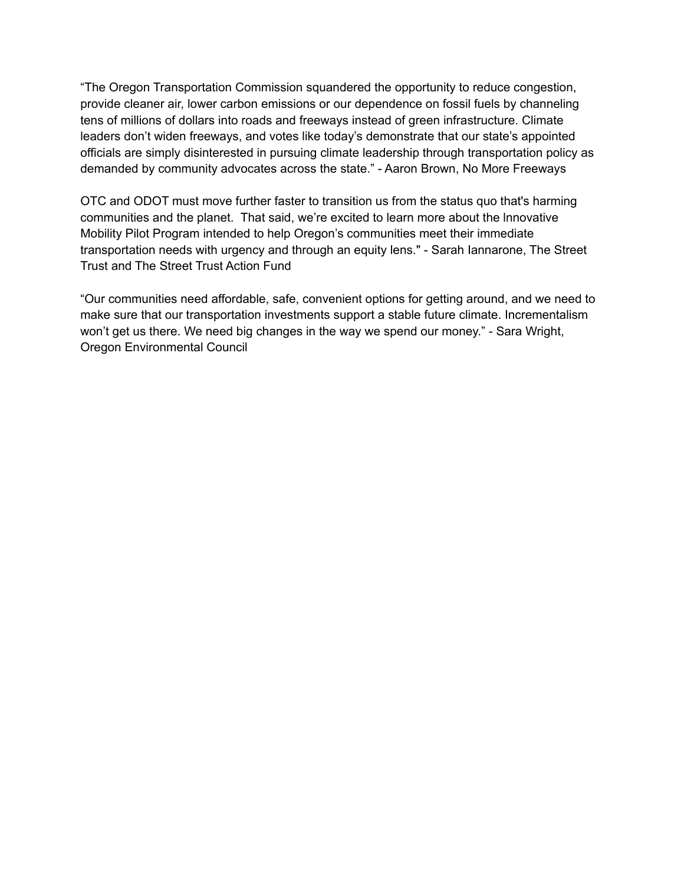“The Oregon Transportation Commission squandered the opportunity to reduce congestion, provide cleaner air, lower carbon emissions or our dependence on fossil fuels by channeling tens of millions of dollars into roads and freeways instead of green infrastructure. Climate leaders don’t widen freeways, and votes like today’s demonstrate that our state’s appointed officials are simply disinterested in pursuing climate leadership through transportation policy as demanded by community advocates across the state.” - Aaron Brown, No More Freeways

OTC and ODOT must move further faster to transition us from the status quo that's harming communities and the planet.  That said, we’re excited to learn more about the Innovative Mobility Pilot Program intended to help Oregon’s communities meet their immediate transportation needs with urgency and through an equity lens." - Sarah Iannarone, The Street Trust and The Street Trust Action Fund

“Our communities need affordable, safe, convenient options for getting around, and we need to make sure that our transportation investments support a stable future climate. Incrementalism won’t get us there. We need big changes in the way we spend our money.” - Sara Wright, Oregon Environmental Council